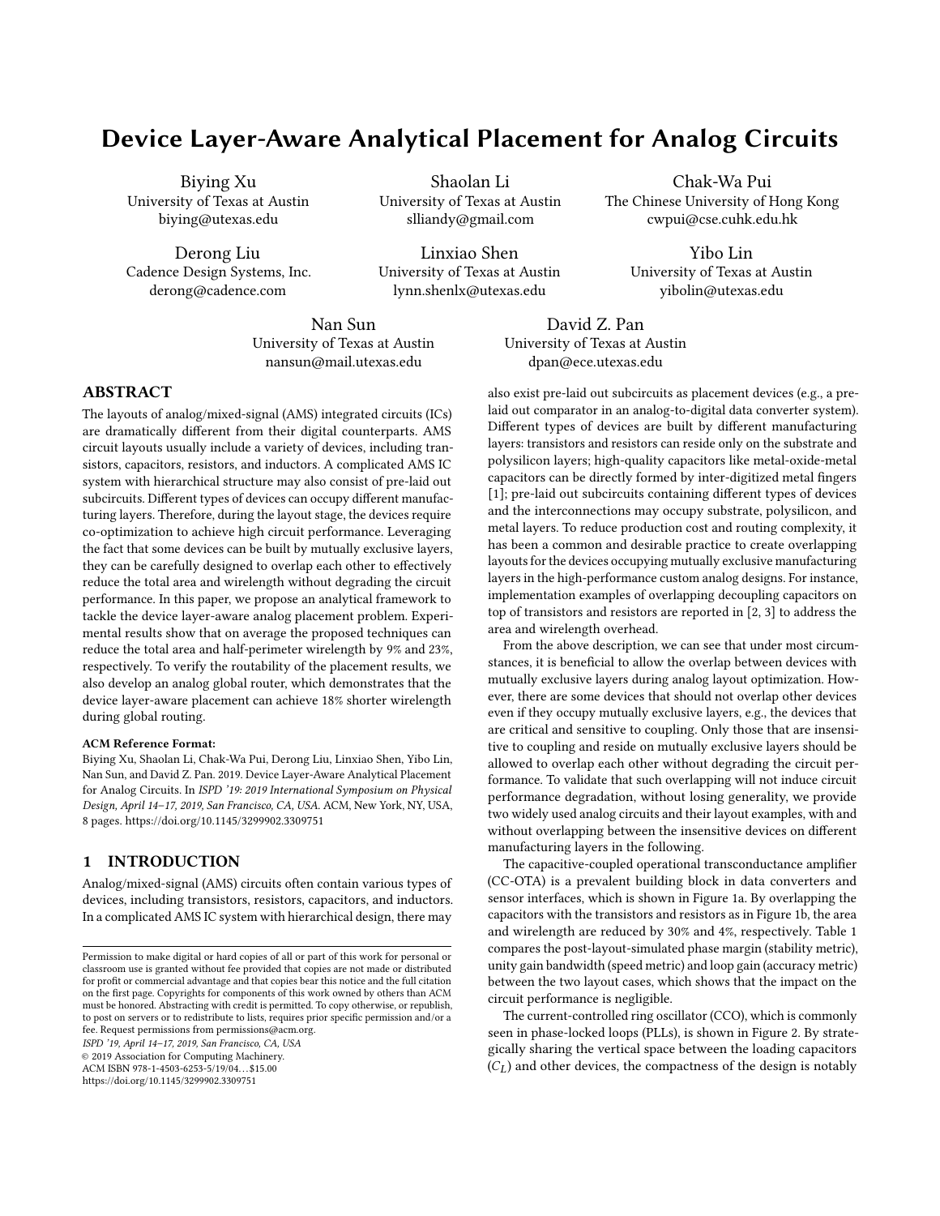# Device Layer-Aware Analytical Placement for Analog Circuits

Biying Xu
University of Texas at Austin
biying@utexas.edu

Shaolan Li
University of Texas at Austin
slliandy@gmail.com

Chak-Wa Pui
The Chinese University of Hong Kong
cwpui@cse.cuhk.edu.hk

Derong Liu
Cadence Design Systems, Inc.
derong@cadence.com

Linxiao Shen
University of Texas at Austin
lynn.shenlx@utexas.edu

Yibo Lin
University of Texas at Austin
yibolin@utexas.edu

Nan Sun
University of Texas at Austin
nansun@mail.utexas.edu

David Z. Pan
University of Texas at Austin
dpan@ece.utexas.edu

## ABSTRACT

The layouts of analog/mixed-signal (AMS) integrated circuits (ICs) are dramatically different from their digital counterparts. AMS circuit layouts usually include a variety of devices, including transistors, capacitors, resistors, and inductors. A complicated AMS IC system with hierarchical structure may also consist of pre-laid out subcircuits. Different types of devices can occupy different manufacturing layers. Therefore, during the layout stage, the devices require co-optimization to achieve high circuit performance. Leveraging the fact that some devices can be built by mutually exclusive layers, they can be carefully designed to overlap each other to effectively reduce the total area and wirelength without degrading the circuit performance. In this paper, we propose an analytical framework to tackle the device layer-aware analog placement problem. Experimental results show that on average the proposed techniques can reduce the total area and half-perimeter wirelength by 9% and 23%, respectively. To verify the routability of the placement results, we also develop an analog global router, which demonstrates that the device layer-aware placement can achieve 18% shorter wirelength during global routing.

**ACM Reference Format:**
Biying Xu, Shaolan Li, Chak-Wa Pui, Derong Liu, Linxiao Shen, Yibo Lin, Nan Sun, and David Z. Pan. 2019. Device Layer-Aware Analytical Placement for Analog Circuits. In *ISPD '19: 2019 International Symposium on Physical Design, April 14–17, 2019, San Francisco, CA, USA.* ACM, New York, NY, USA, 8 pages. https://doi.org/10.1145/3299902.3309751

## 1 INTRODUCTION

Analog/mixed-signal (AMS) circuits often contain various types of devices, including transistors, resistors, capacitors, and inductors. In a complicated AMS IC system with hierarchical design, there may also exist pre-laid out subcircuits as placement devices (e.g., a pre-laid out comparator in an analog-to-digital data converter system). Different types of devices are built by different manufacturing layers: transistors and resistors can reside only on the substrate and polysilicon layers; high-quality capacitors like metal-oxide-metal capacitors can be directly formed by inter-digitized metal fingers [1]; pre-laid out subcircuits containing different types of devices and the interconnections may occupy substrate, polysilicon, and metal layers. To reduce production cost and routing complexity, it has been a common and desirable practice to create overlapping layouts for the devices occupying mutually exclusive manufacturing layers in the high-performance custom analog designs. For instance, implementation examples of overlapping decoupling capacitors on top of transistors and resistors are reported in [2, 3] to address the area and wirelength overhead.

From the above description, we can see that under most circumstances, it is beneficial to allow the overlap between devices with mutually exclusive layers during analog layout optimization. However, there are some devices that should not overlap other devices even if they occupy mutually exclusive layers, e.g., the devices that are critical and sensitive to coupling. Only those that are insensitive to coupling and reside on mutually exclusive layers should be allowed to overlap each other without degrading the circuit performance. To validate that such overlapping will not induce circuit performance degradation, without losing generality, we provide two widely used analog circuits and their layout examples, with and without overlapping between the insensitive devices on different manufacturing layers in the following.

The capacitive-coupled operational transconductance amplifier (CC-OTA) is a prevalent building block in data converters and sensor interfaces, which is shown in Figure 1a. By overlapping the capacitors with the transistors and resistors as in Figure 1b, the area and wirelength are reduced by 30% and 4%, respectively. Table 1 compares the post-layout-simulated phase margin (stability metric), unity gain bandwidth (speed metric) and loop gain (accuracy metric) between the two layout cases, which shows that the impact on the circuit performance is negligible.

The current-controlled ring oscillator (CCO), which is commonly seen in phase-locked loops (PLLs), is shown in Figure 2. By strategically sharing the vertical space between the loading capacitors ($C_L$) and other devices, the compactness of the design is notably

---

Permission to make digital or hard copies of all or part of this work for personal or classroom use is granted without fee provided that copies are not made or distributed for profit or commercial advantage and that copies bear this notice and the full citation on the first page. Copyrights for components of this work owned by others than ACM must be honored. Abstracting with credit is permitted. To copy otherwise, or republish, to post on servers or to redistribute to lists, requires prior specific permission and/or a fee. Request permissions from permissions@acm.org.
*ISPD '19, April 14–17, 2019, San Francisco, CA, USA*
© 2019 Association for Computing Machinery.
ACM ISBN 978-1-4503-6253-5/19/04...$15.00
https://doi.org/10.1145/3299902.3309751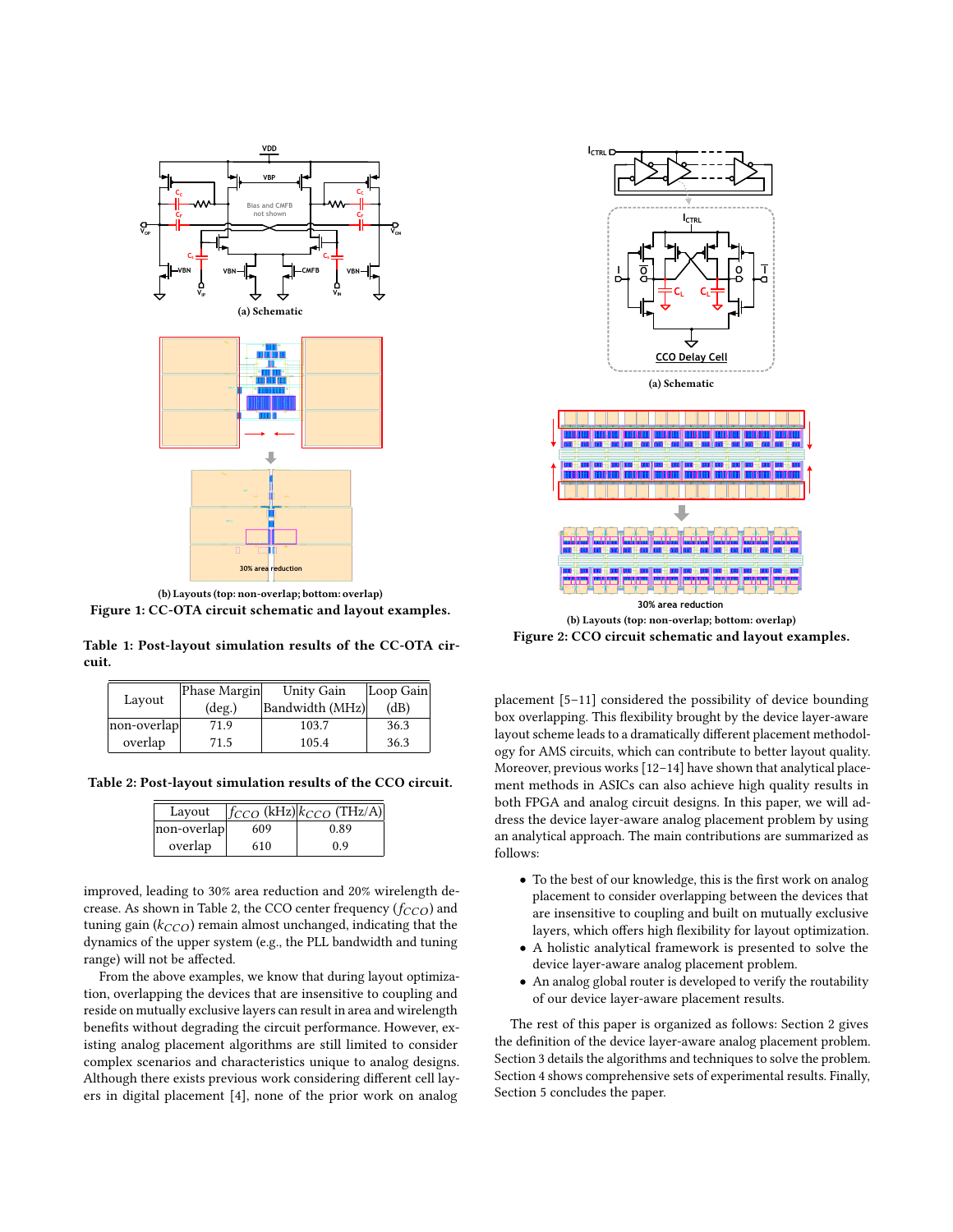(a) Schematic

(b) Layouts (top: non-overlap; bottom: overlap)

**Figure 1: CC-OTA circuit schematic and layout examples.**

**Table 1: Post-layout simulation results of the CC-OTA circuit.**

| Layout | Phase Margin (deg.) | Unity Gain Bandwidth (MHz) | Loop Gain (dB) |
|---|---|---|---|
| non-overlap | 71.9 | 103.7 | 36.3 |
| overlap | 71.5 | 105.4 | 36.3 |

**Table 2: Post-layout simulation results of the CCO circuit.**

| Layout | $f_{CCO}$ (kHz) | $k_{CCO}$ (THz/A) |
|---|---|---|
| non-overlap | 609 | 0.89 |
| overlap | 610 | 0.9 |

improved, leading to 30% area reduction and 20% wirelength decrease. As shown in Table 2, the CCO center frequency ($f_{CCO}$) and tuning gain ($k_{CCO}$) remain almost unchanged, indicating that the dynamics of the upper system (e.g., the PLL bandwidth and tuning range) will not be affected.

From the above examples, we know that during layout optimization, overlapping the devices that are insensitive to coupling and reside on mutually exclusive layers can result in area and wirelength benefits without degrading the circuit performance. However, existing analog placement algorithms are still limited to consider complex scenarios and characteristics unique to analog designs. Although there exists previous work considering different cell layers in digital placement [4], none of the prior work on analog placement [5–11] considered the possibility of device bounding box overlapping. This flexibility brought by the device layer-aware layout scheme leads to a dramatically different placement methodology for AMS circuits, which can contribute to better layout quality. Moreover, previous works [12–14] have shown that analytical placement methods in ASICs can also achieve high quality results in both FPGA and analog circuit designs. In this paper, we will address the device layer-aware analog placement problem by using an analytical approach. The main contributions are summarized as follows:

- To the best of our knowledge, this is the first work on analog placement to consider overlapping between the devices that are insensitive to coupling and built on mutually exclusive layers, which offers high flexibility for layout optimization.
- A holistic analytical framework is presented to solve the device layer-aware analog placement problem.
- An analog global router is developed to verify the routability of our device layer-aware placement results.

The rest of this paper is organized as follows: Section 2 gives the definition of the device layer-aware analog placement problem. Section 3 details the algorithms and techniques to solve the problem. Section 4 shows comprehensive sets of experimental results. Finally, Section 5 concludes the paper.

(a) Schematic

(b) Layouts (top: non-overlap; bottom: overlap)

**Figure 2: CCO circuit schematic and layout examples.**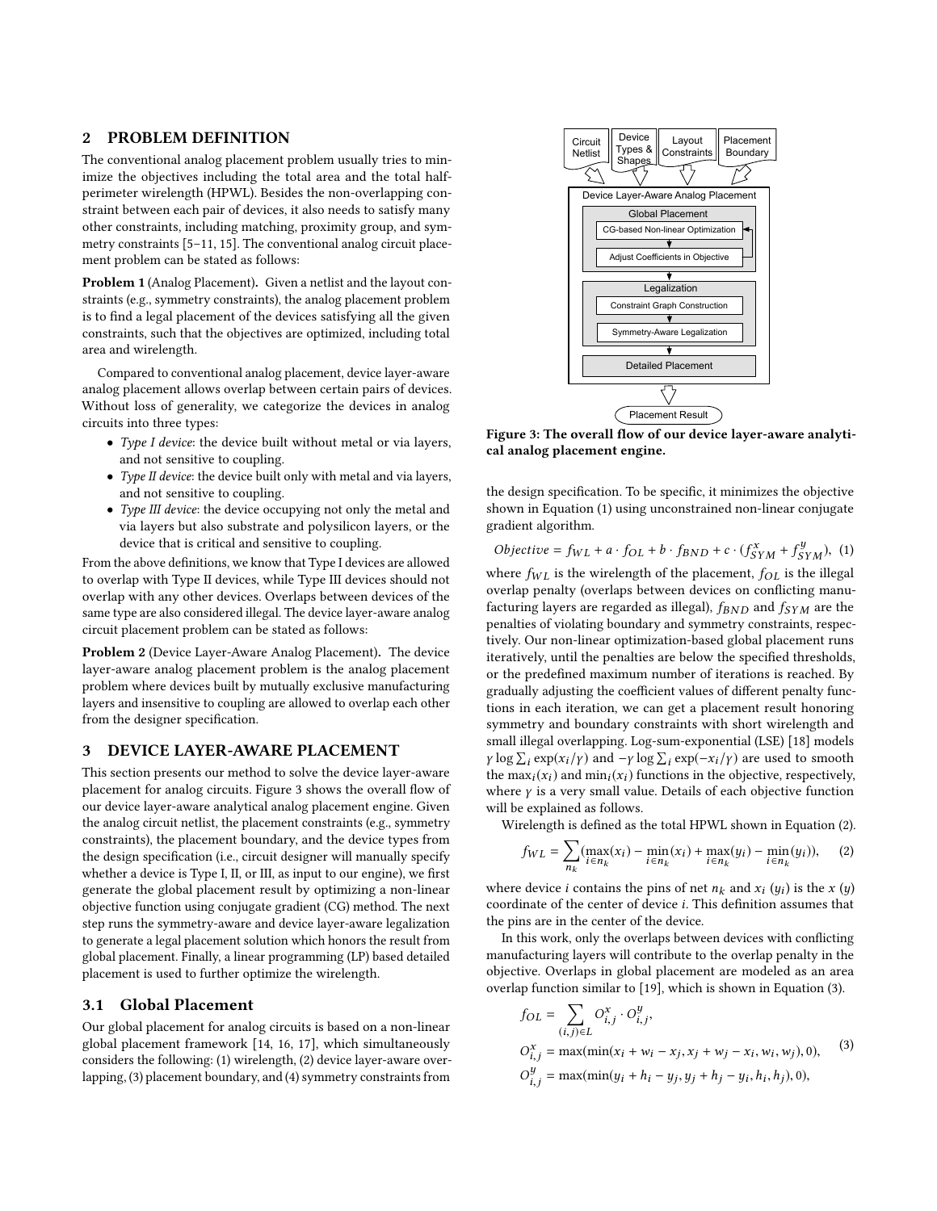## 2 PROBLEM DEFINITION

The conventional analog placement problem usually tries to minimize the objectives including the total area and the total half-perimeter wirelength (HPWL). Besides the non-overlapping constraint between each pair of devices, it also needs to satisfy many other constraints, including matching, proximity group, and symmetry constraints [5–11, 15]. The conventional analog circuit placement problem can be stated as follows:

**Problem 1** (Analog Placement). Given a netlist and the layout constraints (e.g., symmetry constraints), the analog placement problem is to find a legal placement of the devices satisfying all the given constraints, such that the objectives are optimized, including total area and wirelength.

Compared to conventional analog placement, device layer-aware analog placement allows overlap between certain pairs of devices. Without loss of generality, we categorize the devices in analog circuits into three types:

- *Type I device*: the device built without metal or via layers, and not sensitive to coupling.
- *Type II device*: the device built only with metal and via layers, and not sensitive to coupling.
- *Type III device*: the device occupying not only the metal and via layers but also substrate and polysilicon layers, or the device that is critical and sensitive to coupling.

From the above definitions, we know that Type I devices are allowed to overlap with Type II devices, while Type III devices should not overlap with any other devices. Overlaps between devices of the same type are also considered illegal. The device layer-aware analog circuit placement problem can be stated as follows:

**Problem 2** (Device Layer-Aware Analog Placement). The device layer-aware analog placement problem is the analog placement problem where devices built by mutually exclusive manufacturing layers and insensitive to coupling are allowed to overlap each other from the designer specification.

## 3 DEVICE LAYER-AWARE PLACEMENT

This section presents our method to solve the device layer-aware placement for analog circuits. Figure 3 shows the overall flow of our device layer-aware analytical analog placement engine. Given the analog circuit netlist, the placement constraints (e.g., symmetry constraints), the placement boundary, and the device types from the design specification (i.e., circuit designer will manually specify whether a device is Type I, II, or III, as input to our engine), we first generate the global placement result by optimizing a non-linear objective function using conjugate gradient (CG) method. The next step runs the symmetry-aware and device layer-aware legalization to generate a legal placement solution which honors the result from global placement. Finally, a linear programming (LP) based detailed placement is used to further optimize the wirelength.

Circuit Netlist | Device Types & Shapes | Layout Constraints | Placement Boundary

Device Layer-Aware Analog Placement
- Global Placement
  - CG-based Non-linear Optimization
  - Adjust Coefficients in Objective
- Legalization
  - Constraint Graph Construction
  - Symmetry-Aware Legalization
- Detailed Placement

Placement Result

**Figure 3: The overall flow of our device layer-aware analytical analog placement engine.**

### 3.1 Global Placement

Our global placement for analog circuits is based on a non-linear global placement framework [14, 16, 17], which simultaneously considers the following: (1) wirelength, (2) device layer-aware overlapping, (3) placement boundary, and (4) symmetry constraints from the design specification. To be specific, it minimizes the objective shown in Equation (1) using unconstrained non-linear conjugate gradient algorithm.

$$Objective = f_{WL} + a \cdot f_{OL} + b \cdot f_{BND} + c \cdot (f_{SYM}^{x} + f_{SYM}^{y}), \quad (1)$$

where $f_{WL}$ is the wirelength of the placement, $f_{OL}$ is the illegal overlap penalty (overlaps between devices on conflicting manufacturing layers are regarded as illegal), $f_{BND}$ and $f_{SYM}$ are the penalties of violating boundary and symmetry constraints, respectively. Our non-linear optimization-based global placement runs iteratively, until the penalties are below the specified thresholds, or the predefined maximum number of iterations is reached. By gradually adjusting the coefficient values of different penalty functions in each iteration, we can get a placement result honoring symmetry and boundary constraints with short wirelength and small illegal overlapping. Log-sum-exponential (LSE) [18] models $\gamma \log \sum_i \exp(x_i/\gamma)$ and $-\gamma \log \sum_i \exp(-x_i/\gamma)$ are used to smooth the $\max_i(x_i)$ and $\min_i(x_i)$ functions in the objective, respectively, where $\gamma$ is a very small value. Details of each objective function will be explained as follows.

Wirelength is defined as the total HPWL shown in Equation (2).

$$f_{WL} = \sum_{n_k} (\max_{i \in n_k}(x_i) - \min_{i \in n_k}(x_i) + \max_{i \in n_k}(y_i) - \min_{i \in n_k}(y_i)), \quad (2)$$

where device $i$ contains the pins of net $n_k$ and $x_i$ ($y_i$) is the $x$ ($y$) coordinate of the center of device $i$. This definition assumes that the pins are in the center of the device.

In this work, only the overlaps between devices with conflicting manufacturing layers will contribute to the overlap penalty in the objective. Overlaps in global placement are modeled as an area overlap function similar to [19], which is shown in Equation (3).

$$
\begin{aligned}
f_{OL} &= \sum_{(i,j) \in L} O_{i,j}^{x} \cdot O_{i,j}^{y}, \\
O_{i,j}^{x} &= \max(\min(x_i + w_i - x_j, x_j + w_j - x_i, w_i, w_j), 0), \\
O_{i,j}^{y} &= \max(\min(y_i + h_i - y_j, y_j + h_j - y_i, h_i, h_j), 0),
\end{aligned} \quad (3)
$$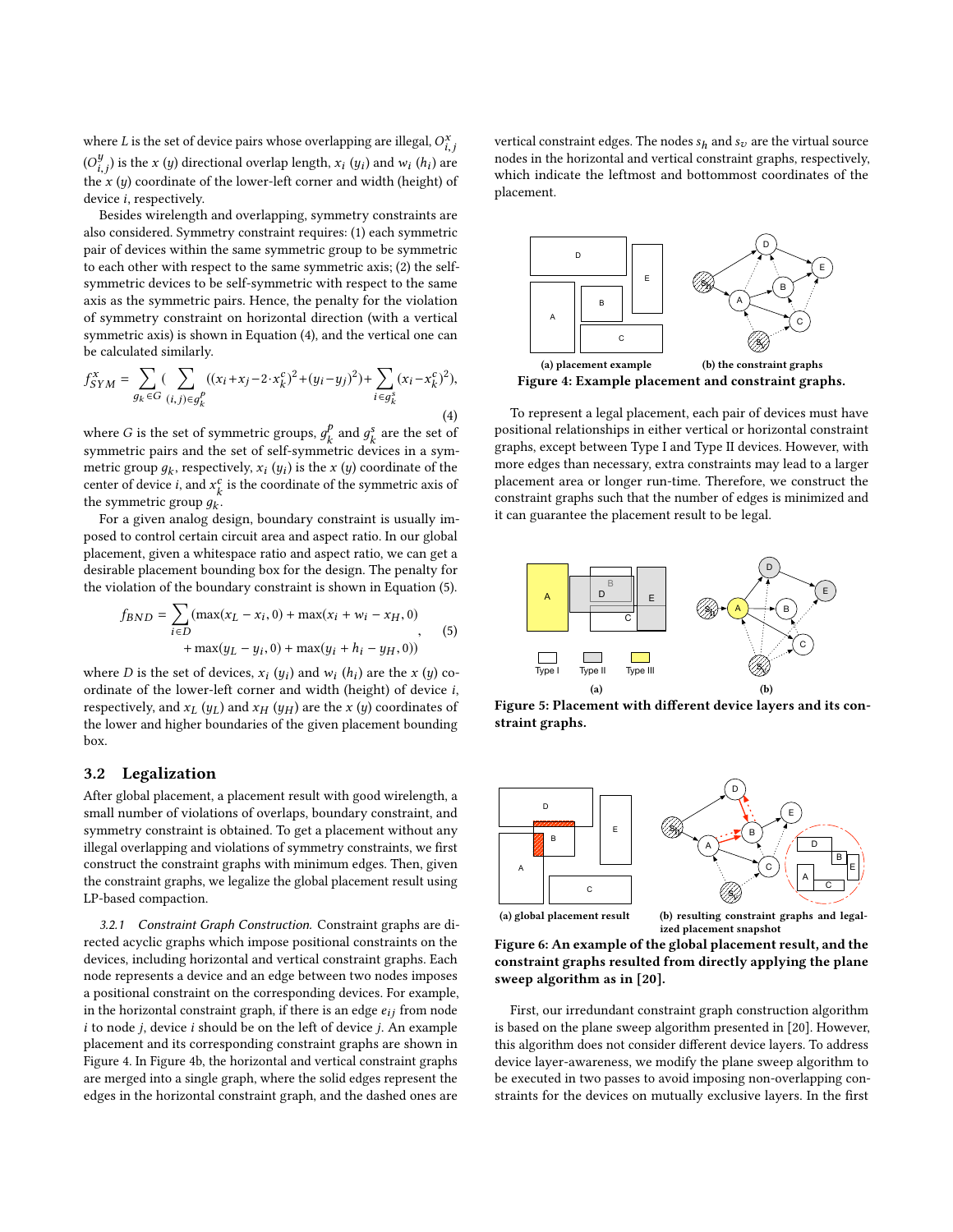where $L$ is the set of device pairs whose overlapping are illegal, $O^x_{i,j}$ ($O^y_{i,j}$) is the $x$ ($y$) directional overlap length, $x_i$ ($y_i$) and $w_i$ ($h_i$) are the $x$ ($y$) coordinate of the lower-left corner and width (height) of device $i$, respectively.

Besides wirelength and overlapping, symmetry constraints are also considered. Symmetry constraint requires: (1) each symmetric pair of devices within the same symmetric group to be symmetric to each other with respect to the same symmetric axis; (2) the self-symmetric devices to be self-symmetric with respect to the same axis as the symmetric pairs. Hence, the penalty for the violation of symmetry constraint on horizontal direction (with a vertical symmetric axis) is shown in Equation (4), and the vertical one can be calculated similarly.

$$f^x_{SYM} = \sum_{g_k \in G} \Big( \sum_{(i,j) \in g^p_k} ((x_i + x_j - 2 \cdot x^c_k)^2 + (y_i - y_j)^2) + \sum_{i \in g^s_k} (x_i - x^c_k)^2 \Big), \tag{4}$$

where $G$ is the set of symmetric groups, $g^p_k$ and $g^s_k$ are the set of symmetric pairs and the set of self-symmetric devices in a symmetric group $g_k$, respectively, $x_i$ ($y_i$) is the $x$ ($y$) coordinate of the center of device $i$, and $x^c_k$ is the coordinate of the symmetric axis of the symmetric group $g_k$.

For a given analog design, boundary constraint is usually imposed to control certain circuit area and aspect ratio. In our global placement, given a whitespace ratio and aspect ratio, we can get a desirable placement bounding box for the design. The penalty for the violation of the boundary constraint is shown in Equation (5).

$$f_{BND} = \sum_{i \in D} \begin{aligned} &(\max(x_L - x_i, 0) + \max(x_i + w_i - x_H, 0) \\ &+ \max(y_L - y_i, 0) + \max(y_i + h_i - y_H, 0)) \end{aligned}, \tag{5}$$

where $D$ is the set of devices, $x_i$ ($y_i$) and $w_i$ ($h_i$) are the $x$ ($y$) coordinate of the lower-left corner and width (height) of device $i$, respectively, and $x_L$ ($y_L$) and $x_H$ ($y_H$) are the $x$ ($y$) coordinates of the lower and higher boundaries of the given placement bounding box.

## 3.2 Legalization

After global placement, a placement result with good wirelength, a small number of violations of overlaps, boundary constraint, and symmetry constraint is obtained. To get a placement without any illegal overlapping and violations of symmetry constraints, we first construct the constraint graphs with minimum edges. Then, given the constraint graphs, we legalize the global placement result using LP-based compaction.

*3.2.1 Constraint Graph Construction.* Constraint graphs are directed acyclic graphs which impose positional constraints on the devices, including horizontal and vertical constraint graphs. Each node represents a device and an edge between two nodes imposes a positional constraint on the corresponding devices. For example, in the horizontal constraint graph, if there is an edge $e_{ij}$ from node $i$ to node $j$, device $i$ should be on the left of device $j$. An example placement and its corresponding constraint graphs are shown in Figure 4. In Figure 4b, the horizontal and vertical constraint graphs are merged into a single graph, where the solid edges represent the edges in the horizontal constraint graph, and the dashed ones are vertical constraint edges. The nodes $s_h$ and $s_v$ are the virtual source nodes in the horizontal and vertical constraint graphs, respectively, which indicate the leftmost and bottommost coordinates of the placement.

(a) placement example (b) the constraint graphs

**Figure 4: Example placement and constraint graphs.**

To represent a legal placement, each pair of devices must have positional relationships in either vertical or horizontal constraint graphs, except between Type I and Type II devices. However, with more edges than necessary, extra constraints may lead to a larger placement area or longer run-time. Therefore, we construct the constraint graphs such that the number of edges is minimized and it can guarantee the placement result to be legal.

(a) (b)

**Figure 5: Placement with different device layers and its constraint graphs.**

(a) global placement result (b) resulting constraint graphs and legalized placement snapshot

**Figure 6: An example of the global placement result, and the constraint graphs resulted from directly applying the plane sweep algorithm as in [20].**

First, our irredundant constraint graph construction algorithm is based on the plane sweep algorithm presented in [20]. However, this algorithm does not consider different device layers. To address device layer-awareness, we modify the plane sweep algorithm to be executed in two passes to avoid imposing non-overlapping constraints for the devices on mutually exclusive layers. In the first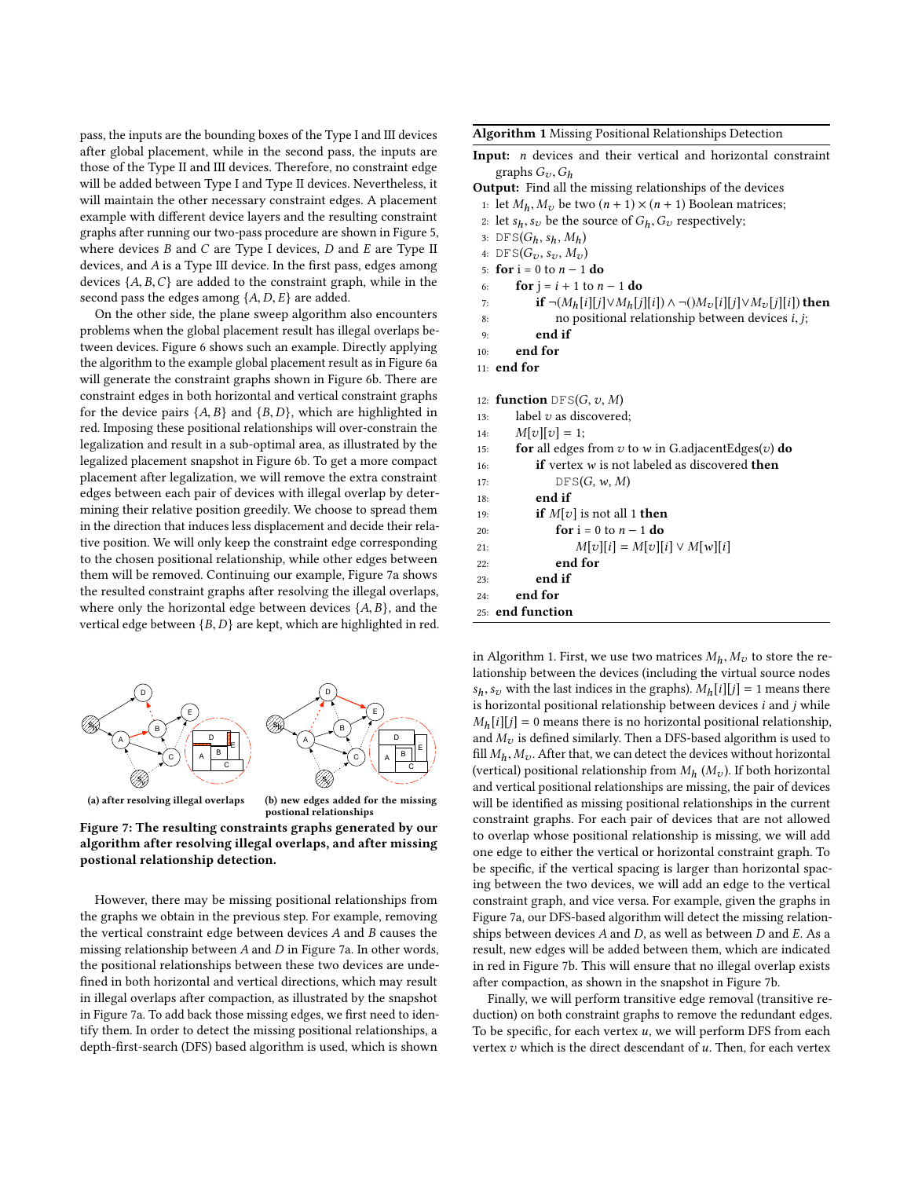pass, the inputs are the bounding boxes of the Type I and III devices after global placement, while in the second pass, the inputs are those of the Type II and III devices. Therefore, no constraint edge will be added between Type I and Type II devices. Nevertheless, it will maintain the other necessary constraint edges. A placement example with different device layers and the resulting constraint graphs after running our two-pass procedure are shown in Figure 5, where devices $B$ and $C$ are Type I devices, $D$ and $E$ are Type II devices, and $A$ is a Type III device. In the first pass, edges among devices $\{A, B, C\}$ are added to the constraint graph, while in the second pass the edges among $\{A, D, E\}$ are added.

On the other side, the plane sweep algorithm also encounters problems when the global placement result has illegal overlaps between devices. Figure 6 shows such an example. Directly applying the algorithm to the example global placement result as in Figure 6a will generate the constraint graphs shown in Figure 6b. There are constraint edges in both horizontal and vertical constraint graphs for the device pairs $\{A, B\}$ and $\{B, D\}$, which are highlighted in red. Imposing these positional relationships will over-constrain the legalization and result in a sub-optimal area, as illustrated by the legalized placement snapshot in Figure 6b. To get a more compact placement after legalization, we will remove the extra constraint edges between each pair of devices with illegal overlap by determining their relative position greedily. We choose to spread them in the direction that induces less displacement and decide their relative position. We will only keep the constraint edge corresponding to the chosen positional relationship, while other edges between them will be removed. Continuing our example, Figure 7a shows the resulted constraint graphs after resolving the illegal overlaps, where only the horizontal edge between devices $\{A, B\}$, and the vertical edge between $\{B, D\}$ are kept, which are highlighted in red.

(a) after resolving illegal overlaps

(b) new edges added for the missing postional relationships

**Figure 7: The resulting constraints graphs generated by our algorithm after resolving illegal overlaps, and after missing postional relationship detection.**

However, there may be missing positional relationships from the graphs we obtain in the previous step. For example, removing the vertical constraint edge between devices $A$ and $B$ causes the missing relationship between $A$ and $D$ in Figure 7a. In other words, the positional relationships between these two devices are undefined in both horizontal and vertical directions, which may result in illegal overlaps after compaction, as illustrated by the snapshot in Figure 7a. To add back those missing edges, we first need to identify them. In order to detect the missing positional relationships, a depth-first-search (DFS) based algorithm is used, which is shown in Algorithm 1.

**Algorithm 1** Missing Positional Relationships Detection

**Input:** $n$ devices and their vertical and horizontal constraint graphs $G_v, G_h$

**Output:** Find all the missing relationships of the devices

```
1:  let M_h, M_v be two (n+1) × (n+1) Boolean matrices;
2:  let s_h, s_v be the source of G_h, G_v respectively;
3:  DFS(G_h, s_h, M_h)
4:  DFS(G_v, s_v, M_v)
5:  for i = 0 to n − 1 do
6:      for j = i + 1 to n − 1 do
7:          if ¬(M_h[i][j] ∨ M_h[j][i]) ∧ ¬()M_v[i][j] ∨ M_v[j][i]) then
8:              no positional relationship between devices i, j;
9:          end if
10:     end for
11: end for

12: function DFS(G, v, M)
13:     label v as discovered;
14:     M[v][v] = 1;
15:     for all edges from v to w in G.adjacentEdges(v) do
16:         if vertex w is not labeled as discovered then
17:             DFS(G, w, M)
18:         end if
19:         if M[v] is not all 1 then
20:             for i = 0 to n − 1 do
21:                 M[v][i] = M[v][i] ∨ M[w][i]
22:             end for
23:         end if
24:     end for
25: end function
```

First, we use two matrices $M_h, M_v$ to store the relationship between the devices (including the virtual source nodes $s_h, s_v$ with the last indices in the graphs). $M_h[i][j] = 1$ means there is horizontal positional relationship between devices $i$ and $j$ while $M_h[i][j] = 0$ means there is no horizontal positional relationship, and $M_v$ is defined similarly. Then a DFS-based algorithm is used to fill $M_h, M_v$. After that, we can detect the devices without horizontal (vertical) positional relationship from $M_h$ ($M_v$). If both horizontal and vertical positional relationships are missing, the pair of devices will be identified as missing positional relationships in the current constraint graphs. For each pair of devices that are not allowed to overlap whose positional relationship is missing, we will add one edge to either the vertical or horizontal constraint graph. To be specific, if the vertical spacing is larger than horizontal spacing between the two devices, we will add an edge to the vertical constraint graph, and vice versa. For example, given the graphs in Figure 7a, our DFS-based algorithm will detect the missing relationships between devices $A$ and $D$, as well as between $D$ and $E$. As a result, new edges will be added between them, which are indicated in red in Figure 7b. This will ensure that no illegal overlap exists after compaction, as shown in the snapshot in Figure 7b.

Finally, we will perform transitive edge removal (transitive reduction) on both constraint graphs to remove the redundant edges. To be specific, for each vertex $u$, we will perform DFS from each vertex $v$ which is the direct descendant of $u$. Then, for each vertex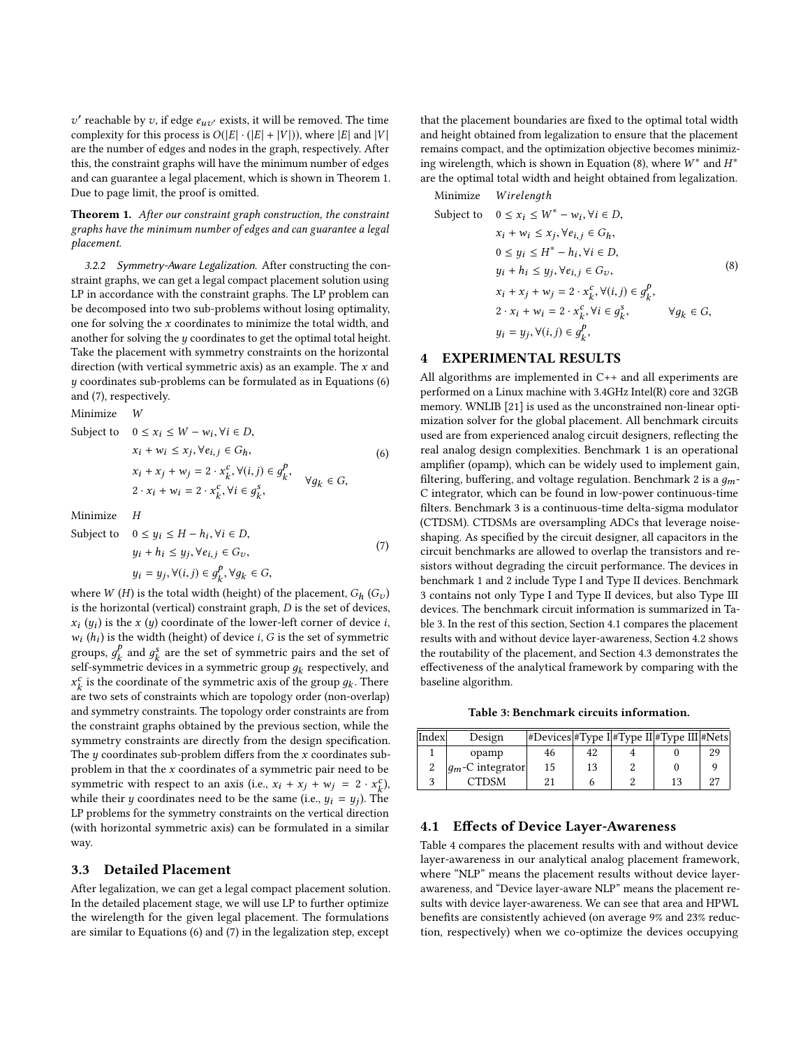$v'$ reachable by $v$, if edge $e_{uv'}$ exists, it will be removed. The time complexity for this process is $O(|E| \cdot (|E| + |V|))$, where $|E|$ and $|V|$ are the number of edges and nodes in the graph, respectively. After this, the constraint graphs will have the minimum number of edges and can guarantee a legal placement, which is shown in Theorem 1. Due to page limit, the proof is omitted.

**Theorem 1.** *After our constraint graph construction, the constraint graphs have the minimum number of edges and can guarantee a legal placement.*

*3.2.2 Symmetry-Aware Legalization.* After constructing the constraint graphs, we can get a legal compact placement solution using LP in accordance with the constraint graphs. The LP problem can be decomposed into two sub-problems without losing optimality, one for solving the $x$ coordinates to minimize the total width, and another for solving the $y$ coordinates to get the optimal total height. Take the placement with symmetry constraints on the horizontal direction (with vertical symmetric axis) as an example. The $x$ and $y$ coordinates sub-problems can be formulated as in Equations (6) and (7), respectively.

$$
\begin{aligned}
\text{Minimize} \quad & W \\
\text{Subject to} \quad & 0 \le x_i \le W - w_i, \forall i \in D, \\
& x_i + w_i \le x_j, \forall e_{i,j} \in G_h, \\
& \left.\begin{aligned} & x_i + x_j + w_j = 2 \cdot x_k^c, \forall (i,j) \in g_k^p, \\ & 2 \cdot x_i + w_i = 2 \cdot x_k^c, \forall i \in g_k^s, \end{aligned}\right\} \forall g_k \in G,
\end{aligned}
\tag{6}
$$

$$
\begin{aligned}
\text{Minimize} \quad & H \\
\text{Subject to} \quad & 0 \le y_i \le H - h_i, \forall i \in D, \\
& y_i + h_i \le y_j, \forall e_{i,j} \in G_v, \\
& y_i = y_j, \forall (i,j) \in g_k^p, \forall g_k \in G,
\end{aligned}
\tag{7}
$$

where $W$ ($H$) is the total width (height) of the placement, $G_h$ ($G_v$) is the horizontal (vertical) constraint graph, $D$ is the set of devices, $x_i$ ($y_i$) is the $x$ ($y$) coordinate of the lower-left corner of device $i$, $w_i$ ($h_i$) is the width (height) of device $i$, $G$ is the set of symmetric groups, $g_k^p$ and $g_k^s$ are the set of symmetric pairs and the set of self-symmetric devices in a symmetric group $g_k$ respectively, and $x_k^c$ is the coordinate of the symmetric axis of the group $g_k$. There are two sets of constraints which are topology order (non-overlap) and symmetry constraints. The topology order constraints are from the constraint graphs obtained by the previous section, while the symmetry constraints are directly from the design specification. The $y$ coordinates sub-problem differs from the $x$ coordinates sub-problem in that the $x$ coordinates of a symmetric pair need to be symmetric with respect to an axis (i.e., $x_i + x_j + w_j = 2 \cdot x_k^c$), while their $y$ coordinates need to be the same (i.e., $y_i = y_j$). The LP problems for the symmetry constraints on the vertical direction (with horizontal symmetric axis) can be formulated in a similar way.

## 3.3 Detailed Placement

After legalization, we can get a legal compact placement solution. In the detailed placement stage, we will use LP to further optimize the wirelength for the given legal placement. The formulations are similar to Equations (6) and (7) in the legalization step, except that the placement boundaries are fixed to the optimal total width and height obtained from legalization to ensure that the placement remains compact, and the optimization objective becomes minimizing wirelength, which is shown in Equation (8), where $W^*$ and $H^*$ are the optimal total width and height obtained from legalization.

$$
\begin{aligned}
\text{Minimize} \quad & Wirelength \\
\text{Subject to} \quad & 0 \le x_i \le W^* - w_i, \forall i \in D, \\
& x_i + w_i \le x_j, \forall e_{i,j} \in G_h, \\
& 0 \le y_i \le H^* - h_i, \forall i \in D, \\
& y_i + h_i \le y_j, \forall e_{i,j} \in G_v, \\
& \left.\begin{aligned} & x_i + x_j + w_j = 2 \cdot x_k^c, \forall (i,j) \in g_k^p, \\ & 2 \cdot x_i + w_i = 2 \cdot x_k^c, \forall i \in g_k^s, \\ & y_i = y_j, \forall (i,j) \in g_k^p, \end{aligned}\right\} \forall g_k \in G,
\end{aligned}
\tag{8}
$$

# 4 EXPERIMENTAL RESULTS

All algorithms are implemented in C++ and all experiments are performed on a Linux machine with 3.4GHz Intel(R) core and 32GB memory. WNLIB [21] is used as the unconstrained non-linear optimization solver for the global placement. All benchmark circuits used are from experienced analog circuit designers, reflecting the real analog design complexities. Benchmark 1 is an operational amplifier (opamp), which can be widely used to implement gain, filtering, buffering, and voltage regulation. Benchmark 2 is a $g_m$-C integrator, which can be found in low-power continuous-time filters. Benchmark 3 is a continuous-time delta-sigma modulator (CTDSM). CTDSMs are oversampling ADCs that leverage noise-shaping. As specified by the circuit designer, all capacitors in the circuit benchmarks are allowed to overlap the transistors and resistors without degrading the circuit performance. The devices in benchmark 1 and 2 include Type I and Type II devices. Benchmark 3 contains not only Type I and Type II devices, but also Type III devices. The benchmark circuit information is summarized in Table 3. In the rest of this section, Section 4.1 compares the placement results with and without device layer-awareness, Section 4.2 shows the routability of the placement, and Section 4.3 demonstrates the effectiveness of the analytical framework by comparing with the baseline algorithm.

**Table 3: Benchmark circuits information.**

| Index | Design | #Devices | #Type I | #Type II | #Type III | #Nets |
|---|---|---|---|---|---|---|
| 1 | opamp | 46 | 42 | 4 | 0 | 29 |
| 2 | $g_m$-C integrator | 15 | 13 | 2 | 0 | 9 |
| 3 | CTDSM | 21 | 6 | 2 | 13 | 27 |

## 4.1 Effects of Device Layer-Awareness

Table 4 compares the placement results with and without device layer-awareness in our analytical analog placement framework, where "NLP" means the placement results without device layer-awareness, and "Device layer-aware NLP" means the placement results with device layer-awareness. We can see that area and HPWL benefits are consistently achieved (on average 9% and 23% reduction, respectively) when we co-optimize the devices occupying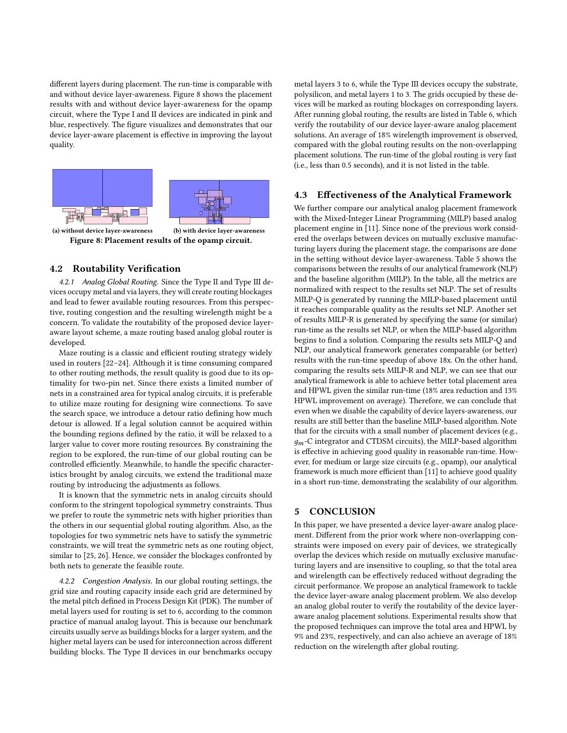different layers during placement. The run-time is comparable with and without device layer-awareness. Figure 8 shows the placement results with and without device layer-awareness for the opamp circuit, where the Type I and II devices are indicated in pink and blue, respectively. The figure visualizes and demonstrates that our device layer-aware placement is effective in improving the layout quality.

(a) without device layer-awareness (b) with device layer-awareness

**Figure 8: Placement results of the opamp circuit.**

## 4.2 Routability Verification

*4.2.1 Analog Global Routing.* Since the Type II and Type III devices occupy metal and via layers, they will create routing blockages and lead to fewer available routing resources. From this perspective, routing congestion and the resulting wirelength might be a concern. To validate the routability of the proposed device layer-aware layout scheme, a maze routing based analog global router is developed.

Maze routing is a classic and efficient routing strategy widely used in routers [22–24]. Although it is time consuming compared to other routing methods, the result quality is good due to its optimality for two-pin net. Since there exists a limited number of nets in a constrained area for typical analog circuits, it is preferable to utilize maze routing for designing wire connections. To save the search space, we introduce a detour ratio defining how much detour is allowed. If a legal solution cannot be acquired within the bounding regions defined by the ratio, it will be relaxed to a larger value to cover more routing resources. By constraining the region to be explored, the run-time of our global routing can be controlled efficiently. Meanwhile, to handle the specific characteristics brought by analog circuits, we extend the traditional maze routing by introducing the adjustments as follows.

It is known that the symmetric nets in analog circuits should conform to the stringent topological symmetry constraints. Thus we prefer to route the symmetric nets with higher priorities than the others in our sequential global routing algorithm. Also, as the topologies for two symmetric nets have to satisfy the symmetric constraints, we will treat the symmetric nets as one routing object, similar to [25, 26]. Hence, we consider the blockages confronted by both nets to generate the feasible route.

*4.2.2 Congestion Analysis.* In our global routing settings, the grid size and routing capacity inside each grid are determined by the metal pitch defined in Process Design Kit (PDK). The number of metal layers used for routing is set to 6, according to the common practice of manual analog layout. This is because our benchmark circuits usually serve as buildings blocks for a larger system, and the higher metal layers can be used for interconnection across different building blocks. The Type II devices in our benchmarks occupy metal layers 3 to 6, while the Type III devices occupy the substrate, polysilicon, and metal layers 1 to 3. The grids occupied by these devices will be marked as routing blockages on corresponding layers. After running global routing, the results are listed in Table 6, which verify the routability of our device layer-aware analog placement solutions. An average of 18% wirelength improvement is observed, compared with the global routing results on the non-overlapping placement solutions. The run-time of the global routing is very fast (i.e., less than 0.5 seconds), and it is not listed in the table.

## 4.3 Effectiveness of the Analytical Framework

We further compare our analytical analog placement framework with the Mixed-Integer Linear Programming (MILP) based analog placement engine in [11]. Since none of the previous work considered the overlaps between devices on mutually exclusive manufacturing layers during the placement stage, the comparisons are done in the setting without device layer-awareness. Table 5 shows the comparisons between the results of our analytical framework (NLP) and the baseline algorithm (MILP). In the table, all the metrics are normalized with respect to the results set NLP. The set of results MILP-Q is generated by running the MILP-based placement until it reaches comparable quality as the results set NLP. Another set of results MILP-R is generated by specifying the same (or similar) run-time as the results set NLP, or when the MILP-based algorithm begins to find a solution. Comparing the results sets MILP-Q and NLP, our analytical framework generates comparable (or better) results with the run-time speedup of above 18x. On the other hand, comparing the results sets MILP-R and NLP, we can see that our analytical framework is able to achieve better total placement area and HPWL given the similar run-time (18% area reduction and 13% HPWL improvement on average). Therefore, we can conclude that even when we disable the capability of device layers-awareness, our results are still better than the baseline MILP-based algorithm. Note that for the circuits with a small number of placement devices (e.g., $g_m$-C integrator and CTDSM circuits), the MILP-based algorithm is effective in achieving good quality in reasonable run-time. However, for medium or large size circuits (e.g., opamp), our analytical framework is much more efficient than [11] to achieve good quality in a short run-time, demonstrating the scalability of our algorithm.

# 5 CONCLUSION

In this paper, we have presented a device layer-aware analog placement. Different from the prior work where non-overlapping constraints were imposed on every pair of devices, we strategically overlap the devices which reside on mutually exclusive manufacturing layers and are insensitive to coupling, so that the total area and wirelength can be effectively reduced without degrading the circuit performance. We propose an analytical framework to tackle the device layer-aware analog placement problem. We also develop an analog global router to verify the routability of the device layer-aware analog placement solutions. Experimental results show that the proposed techniques can improve the total area and HPWL by 9% and 23%, respectively, and can also achieve an average of 18% reduction on the wirelength after global routing.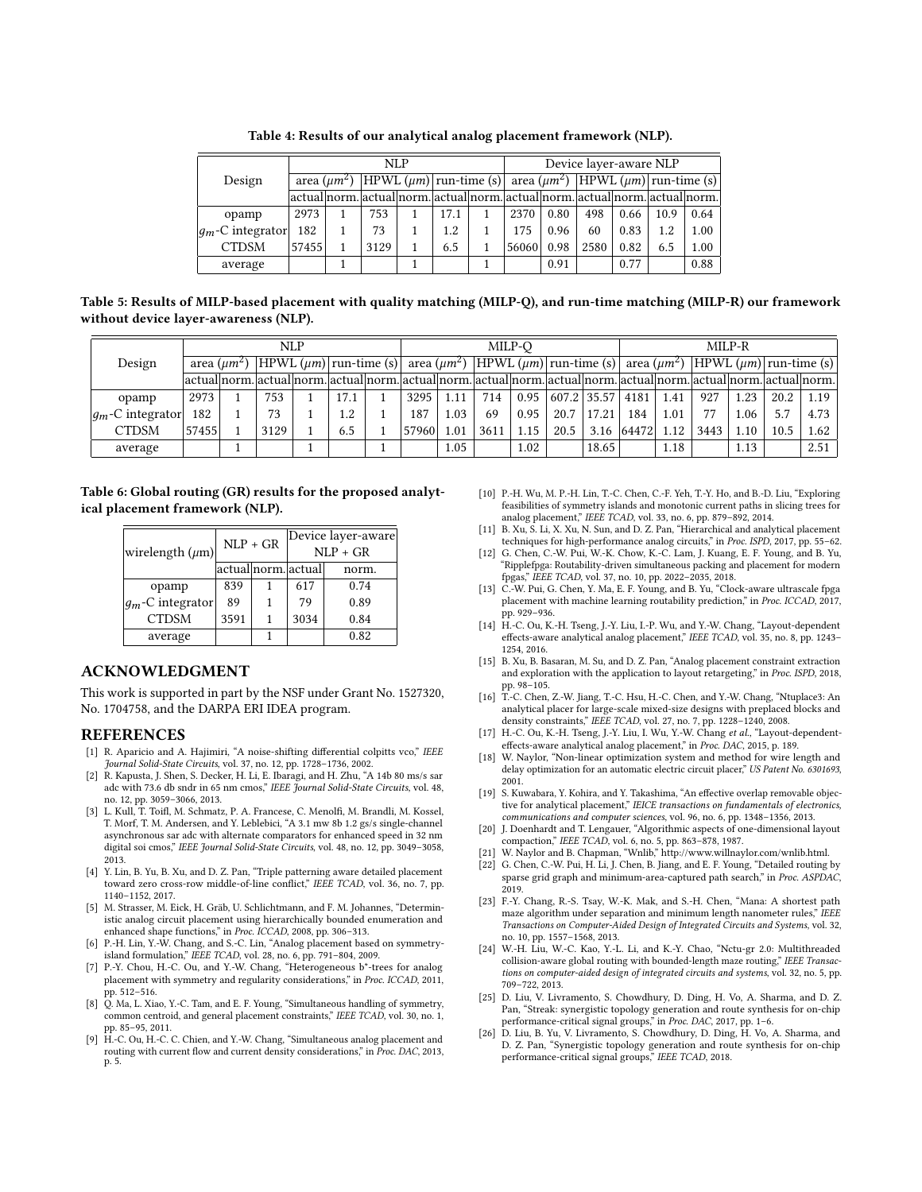**Table 4: Results of our analytical analog placement framework (NLP).**

| Design | NLP | | | | | | Device layer-aware NLP | | | | | |
|---|---|---|---|---|---|---|---|---|---|---|---|---|
| | area ($\mu m^2$) | | HPWL ($\mu m$) | | run-time (s) | | area ($\mu m^2$) | | HPWL ($\mu m$) | | run-time (s) | |
| | actual | norm. | actual | norm. | actual | norm. | actual | norm. | actual | norm. | actual | norm. |
| opamp | 2973 | 1 | 753 | 1 | 17.1 | 1 | 2370 | 0.80 | 498 | 0.66 | 10.9 | 0.64 |
| $g_m$-C integrator | 182 | 1 | 73 | 1 | 1.2 | 1 | 175 | 0.96 | 60 | 0.83 | 1.2 | 1.00 |
| CTDSM | 57455 | 1 | 3129 | 1 | 6.5 | 1 | 56060 | 0.98 | 2580 | 0.82 | 6.5 | 1.00 |
| average | | 1 | | 1 | | 1 | | 0.91 | | 0.77 | | 0.88 |

**Table 5: Results of MILP-based placement with quality matching (MILP-Q), and run-time matching (MILP-R) our framework without device layer-awareness (NLP).**

| Design | NLP | | | | | | MILP-Q | | | | | | MILP-R | | | | | |
|---|---|---|---|---|---|---|---|---|---|---|---|---|---|---|---|---|---|---|
| | area ($\mu m^2$) | | HPWL ($\mu m$) | | run-time (s) | | area ($\mu m^2$) | | HPWL ($\mu m$) | | run-time (s) | | area ($\mu m^2$) | | HPWL ($\mu m$) | | run-time (s) | |
| | actual | norm. | actual | norm. | actual | norm. | actual | norm. | actual | norm. | actual | norm. | actual | norm. | actual | norm. | actual | norm. |
| opamp | 2973 | 1 | 753 | 1 | 17.1 | 1 | 3295 | 1.11 | 714 | 0.95 | 607.2 | 35.57 | 4181 | 1.41 | 927 | 1.23 | 20.2 | 1.19 |
| $g_m$-C integrator | 182 | 1 | 73 | 1 | 1.2 | 1 | 187 | 1.03 | 69 | 0.95 | 20.7 | 17.21 | 184 | 1.01 | 77 | 1.06 | 5.7 | 4.73 |
| CTDSM | 57455 | 1 | 3129 | 1 | 6.5 | 1 | 57960 | 1.01 | 3611 | 1.15 | 20.5 | 3.16 | 64472 | 1.12 | 3443 | 1.10 | 10.5 | 1.62 |
| average | | 1 | | 1 | | 1 | | 1.05 | | 1.02 | | 18.65 | | 1.18 | | 1.13 | | 2.51 |

**Table 6: Global routing (GR) results for the proposed analytical placement framework (NLP).**

| wirelength ($\mu$m) | NLP + GR | | Device layer-aware NLP + GR | |
|---|---|---|---|---|
| | actual | norm. | actual | norm. |
| opamp | 839 | 1 | 617 | 0.74 |
| $g_m$-C integrator | 89 | 1 | 79 | 0.89 |
| CTDSM | 3591 | 1 | 3034 | 0.84 |
| average | | 1 | | 0.82 |

## ACKNOWLEDGMENT

This work is supported in part by the NSF under Grant No. 1527320, No. 1704758, and the DARPA ERI IDEA program.

## REFERENCES

[1] R. Aparicio and A. Hajimiri, "A noise-shifting differential colpitts vco," *IEEE Journal Solid-State Circuits*, vol. 37, no. 12, pp. 1728–1736, 2002.

[2] R. Kapusta, J. Shen, S. Decker, H. Li, E. Ibaragi, and H. Zhu, "A 14b 80 ms/s sar adc with 73.6 db sndr in 65 nm cmos," *IEEE Journal Solid-State Circuits*, vol. 48, no. 12, pp. 3059–3066, 2013.

[3] L. Kull, T. Toifl, M. Schmatz, P. A. Francese, C. Menolfi, M. Brandli, M. Kossel, T. Morf, T. M. Andersen, and Y. Leblebici, "A 3.1 mw 8b 1.2 gs/s single-channel asynchronous sar adc with alternate comparators for enhanced speed in 32 nm digital soi cmos," *IEEE Journal Solid-State Circuits*, vol. 48, no. 12, pp. 3049–3058, 2013.

[4] Y. Lin, B. Yu, B. Xu, and D. Z. Pan, "Triple patterning aware detailed placement toward zero cross-row middle-of-line conflict," *IEEE TCAD*, vol. 36, no. 7, pp. 1140–1152, 2017.

[5] M. Strasser, M. Eick, H. Gräb, U. Schlichtmann, and F. M. Johannes, "Deterministic analog circuit placement using hierarchically bounded enumeration and enhanced shape functions," in *Proc. ICCAD*, 2008, pp. 306–313.

[6] P.-H. Lin, Y.-W. Chang, and S.-C. Lin, "Analog placement based on symmetry-island formulation," *IEEE TCAD*, vol. 28, no. 6, pp. 791–804, 2009.

[7] P.-Y. Chou, H.-C. Ou, and Y.-W. Chang, "Heterogeneous b*-trees for analog placement with symmetry and regularity considerations," in *Proc. ICCAD*, 2011, pp. 512–516.

[8] Q. Ma, L. Xiao, Y.-C. Tam, and E. F. Young, "Simultaneous handling of symmetry, common centroid, and general placement constraints," *IEEE TCAD*, vol. 30, no. 1, pp. 85–95, 2011.

[9] H.-C. Ou, H.-C. C. Chien, and Y.-W. Chang, "Simultaneous analog placement and routing with current flow and current density considerations," in *Proc. DAC*, 2013, p. 5.

[10] P.-H. Wu, M. P.-H. Lin, T.-C. Chen, C.-F. Yeh, T.-Y. Ho, and B.-D. Liu, "Exploring feasibilities of symmetry islands and monotonic current paths in slicing trees for analog placement," *IEEE TCAD*, vol. 33, no. 6, pp. 879–892, 2014.

[11] B. Xu, S. Li, X. Xu, N. Sun, and D. Z. Pan, "Hierarchical and analytical placement techniques for high-performance analog circuits," in *Proc. ISPD*, 2017, pp. 55–62.

[12] G. Chen, C.-W. Pui, W.-K. Chow, K.-C. Lam, J. Kuang, E. F. Young, and B. Yu, "Ripplefpga: Routability-driven simultaneous packing and placement for modern fpgas," *IEEE TCAD*, vol. 37, no. 10, pp. 2022–2035, 2018.

[13] C.-W. Pui, G. Chen, Y. Ma, E. F. Young, and B. Yu, "Clock-aware ultrascale fpga placement with machine learning routability prediction," in *Proc. ICCAD*, 2017, pp. 929–936.

[14] H.-C. Ou, K.-H. Tseng, J.-Y. Liu, I.-P. Wu, and Y.-W. Chang, "Layout-dependent effects-aware analytical analog placement," *IEEE TCAD*, vol. 35, no. 8, pp. 1243–1254, 2016.

[15] B. Xu, B. Basaran, M. Su, and D. Z. Pan, "Analog placement constraint extraction and exploration with the application to layout retargeting," in *Proc. ISPD*, 2018, pp. 98–105.

[16] T.-C. Chen, Z.-W. Jiang, T.-C. Hsu, H.-C. Chen, and Y.-W. Chang, "Ntuplace3: An analytical placer for large-scale mixed-size designs with preplaced blocks and density constraints," *IEEE TCAD*, vol. 27, no. 7, pp. 1228–1240, 2008.

[17] H.-C. Ou, K.-H. Tseng, J.-Y. Liu, I. Wu, Y.-W. Chang *et al.*, "Layout-dependent-effects-aware analytical analog placement," in *Proc. DAC*, 2015, p. 189.

[18] W. Naylor, "Non-linear optimization system and method for wire length and delay optimization for an automatic electric circuit placer," *US Patent No. 6301693*, 2001.

[19] S. Kuwabara, Y. Kohira, and Y. Takashima, "An effective overlap removable objective for analytical placement," *IEICE transactions on fundamentals of electronics, communications and computer sciences*, vol. 96, no. 6, pp. 1348–1356, 2013.

[20] J. Doenhardt and T. Lengauer, "Algorithmic aspects of one-dimensional layout compaction," *IEEE TCAD*, vol. 6, no. 5, pp. 863–878, 1987.

[21] W. Naylor and B. Chapman, "Wnlib," http://www.willnaylor.com/wnlib.html.

[22] G. Chen, C.-W. Pui, H. Li, J. Chen, B. Jiang, and E. F. Young, "Detailed routing by sparse grid graph and minimum-area-captured path search," in *Proc. ASPDAC*, 2019.

[23] F.-Y. Chang, R.-S. Tsay, W.-K. Mak, and S.-H. Chen, "Mana: A shortest path maze algorithm under separation and minimum length nanometer rules," *IEEE Transactions on Computer-Aided Design of Integrated Circuits and Systems*, vol. 32, no. 10, pp. 1557–1568, 2013.

[24] W.-H. Liu, W.-C. Kao, Y.-L. Li, and K.-Y. Chao, "Nctu-gr 2.0: Multithreaded collision-aware global routing with bounded-length maze routing," *IEEE Transactions on computer-aided design of integrated circuits and systems*, vol. 32, no. 5, pp. 709–722, 2013.

[25] D. Liu, V. Livramento, S. Chowdhury, D. Ding, H. Vo, A. Sharma, and D. Z. Pan, "Streak: synergistic topology generation and route synthesis for on-chip performance-critical signal groups," in *Proc. DAC*, 2017, pp. 1–6.

[26] D. Liu, B. Yu, V. Livramento, S. Chowdhury, D. Ding, H. Vo, A. Sharma, and D. Z. Pan, "Synergistic topology generation and route synthesis for on-chip performance-critical signal groups," *IEEE TCAD*, 2018.